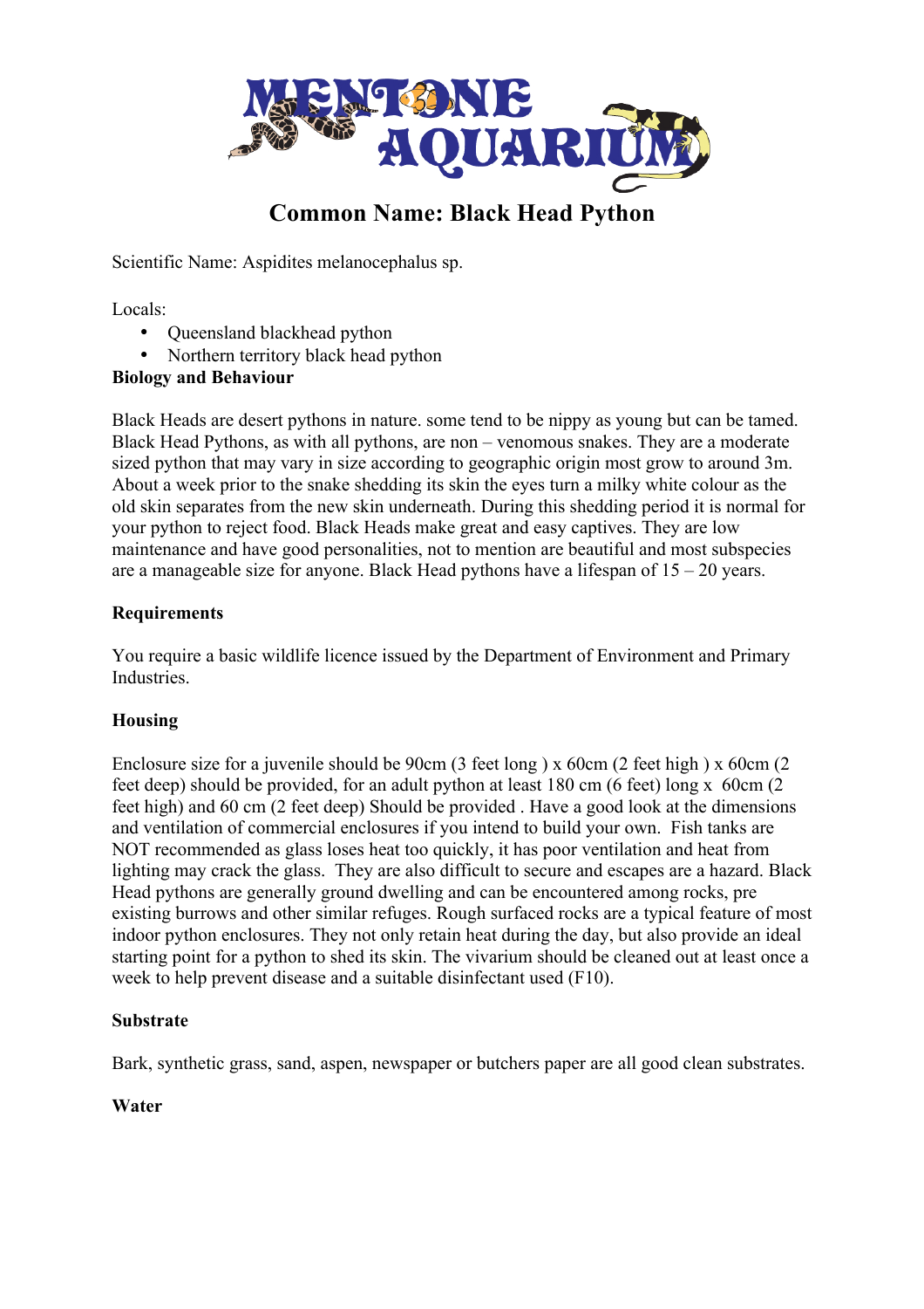# Common Name: Black Head Python

Scientific Name: Aspidites melanocephalus sp.

Locals:

- Queensland blackhead python
- Northern territory black head python

**Biology and Behaviour**

Black Heads are desert pythons in nature. some tend to be nippy as young but can be tamed. Black Head Pythons, as with all pythons, are non – venomous snakes. They are a moderate sized python that may vary in size according to geographic origin most grow to around 3m. About a week prior to the snake shedding its skin the eyes turn a milky white colour as the old skin separates from the new skin underneath. During this shedding period it is normal for your python to reject food. Black Heads make great and easy captives. They are low maintenance and have good personalities, not to mention are beautiful and most subspecies are a manageable size for anyone. Black Head pythons have a lifespan of 15 – 20 years.

**Requirements**

You require a basic wildlife licence issued by the Department of Environment and Primary Industries.

**Housing**

Enclosure size for a juvenile should be 90cm (3 feet long ) x 60cm (2 feet high ) x 60cm (2 feet deep) should be provided, for an adult python at least 180 cm (6 feet) long x 60cm (2 feet high) and 60 cm (2 feet deep) Should be provided . Have a good look at the dimensions and ventilation of commercial enclosures if you intend to build your own. Fish tanks are NOT recommended as glass loses heat too quickly, it has poor ventilation and heat from lighting may crack the glass. They are also difficult to secure and escapes are a hazard. Black Head pythons are generally ground dwelling and can be encountered among rocks, pre existing burrows and other similar refuges. Rough surfaced rocks are a typical feature of most indoor python enclosures. They not only retain heat during the day, but also provide an ideal starting point for a python to shed its skin. The vivarium should be cleaned out at least once a week to help prevent disease and a suitable disinfectant used (F10).

**Substrate**

Bark, synthetic grass, sand, aspen, newspaper or butchers paper are all good clean substrates.

**Water**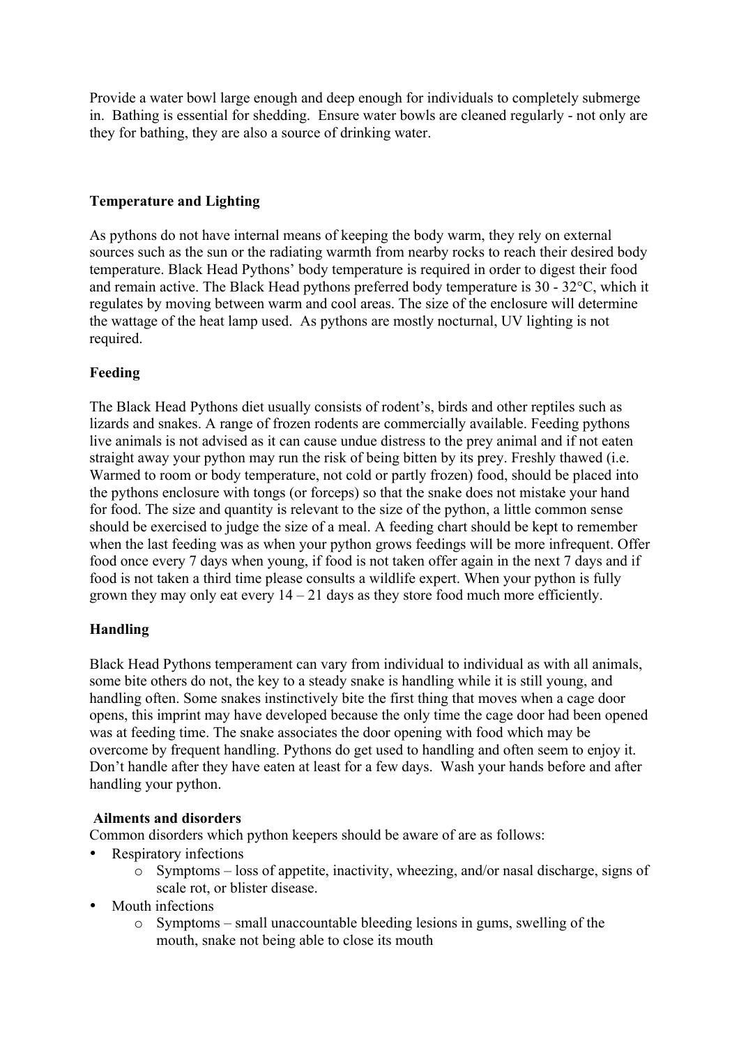Provide a water bowl large enough and deep enough for individuals to completely submerge in. Bathing is essential for shedding. Ensure water bowls are cleaned regularly - not only are they for bathing, they are also a source of drinking water.

**Temperature and Lighting**

As pythons do not have internal means of keeping the body warm, they rely on external sources such as the sun or the radiating warmth from nearby rocks to reach their desired body temperature. Black Head Pythons' body temperature is required in order to digest their food and remain active. The Black Head pythons preferred body temperature is 30 - 32°C, which it regulates by moving between warm and cool areas. The size of the enclosure will determine the wattage of the heat lamp used. As pythons are mostly nocturnal, UV lighting is not required.

**Feeding**

The Black Head Pythons diet usually consists of rodent's, birds and other reptiles such as lizards and snakes. A range of frozen rodents are commercially available. Feeding pythons live animals is not advised as it can cause undue distress to the prey animal and if not eaten straight away your python may run the risk of being bitten by its prey. Freshly thawed (i.e. Warmed to room or body temperature, not cold or partly frozen) food, should be placed into the pythons enclosure with tongs (or forceps) so that the snake does not mistake your hand for food. The size and quantity is relevant to the size of the python, a little common sense should be exercised to judge the size of a meal. A feeding chart should be kept to remember when the last feeding was as when your python grows feedings will be more infrequent. Offer food once every 7 days when young, if food is not taken offer again in the next 7 days and if food is not taken a third time please consults a wildlife expert. When your python is fully grown they may only eat every 14 – 21 days as they store food much more efficiently.

**Handling**

Black Head Pythons temperament can vary from individual to individual as with all animals, some bite others do not, the key to a steady snake is handling while it is still young, and handling often. Some snakes instinctively bite the first thing that moves when a cage door opens, this imprint may have developed because the only time the cage door had been opened was at feeding time. The snake associates the door opening with food which may be overcome by frequent handling. Pythons do get used to handling and often seem to enjoy it. Don't handle after they have eaten at least for a few days. Wash your hands before and after handling your python.

**Ailments and disorders**

Common disorders which python keepers should be aware of are as follows:

- Respiratory infections
  - Symptoms – loss of appetite, inactivity, wheezing, and/or nasal discharge, signs of scale rot, or blister disease.
- Mouth infections
  - Symptoms – small unaccountable bleeding lesions in gums, swelling of the mouth, snake not being able to close its mouth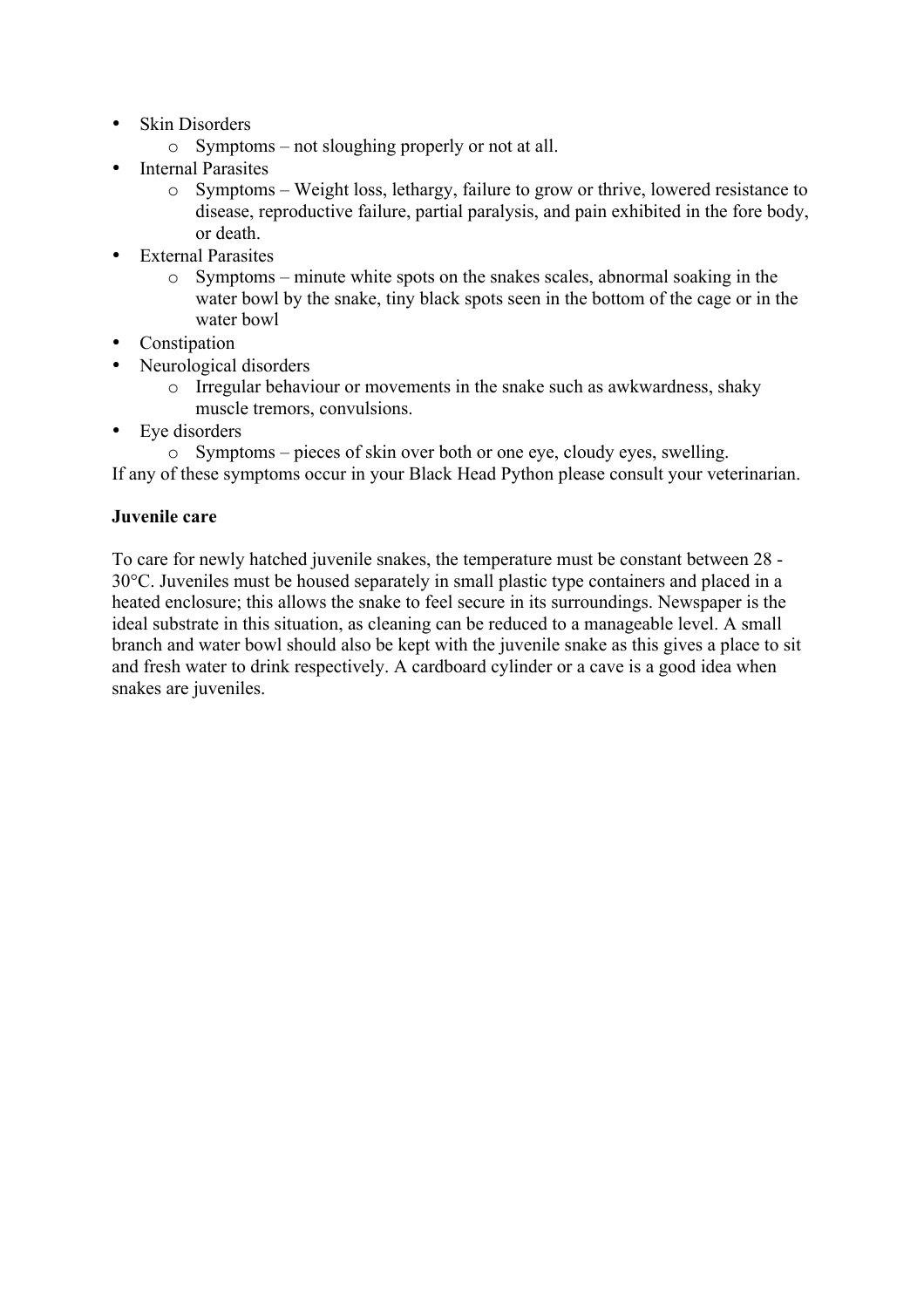- Skin Disorders
  - Symptoms – not sloughing properly or not at all.
- Internal Parasites
  - Symptoms – Weight loss, lethargy, failure to grow or thrive, lowered resistance to disease, reproductive failure, partial paralysis, and pain exhibited in the fore body, or death.
- External Parasites
  - Symptoms – minute white spots on the snakes scales, abnormal soaking in the water bowl by the snake, tiny black spots seen in the bottom of the cage or in the water bowl
- Constipation
- Neurological disorders
  - Irregular behaviour or movements in the snake such as awkwardness, shaky muscle tremors, convulsions.
- Eye disorders
  - Symptoms – pieces of skin over both or one eye, cloudy eyes, swelling.

If any of these symptoms occur in your Black Head Python please consult your veterinarian.

**Juvenile care**

To care for newly hatched juvenile snakes, the temperature must be constant between 28 - 30°C. Juveniles must be housed separately in small plastic type containers and placed in a heated enclosure; this allows the snake to feel secure in its surroundings. Newspaper is the ideal substrate in this situation, as cleaning can be reduced to a manageable level. A small branch and water bowl should also be kept with the juvenile snake as this gives a place to sit and fresh water to drink respectively. A cardboard cylinder or a cave is a good idea when snakes are juveniles.